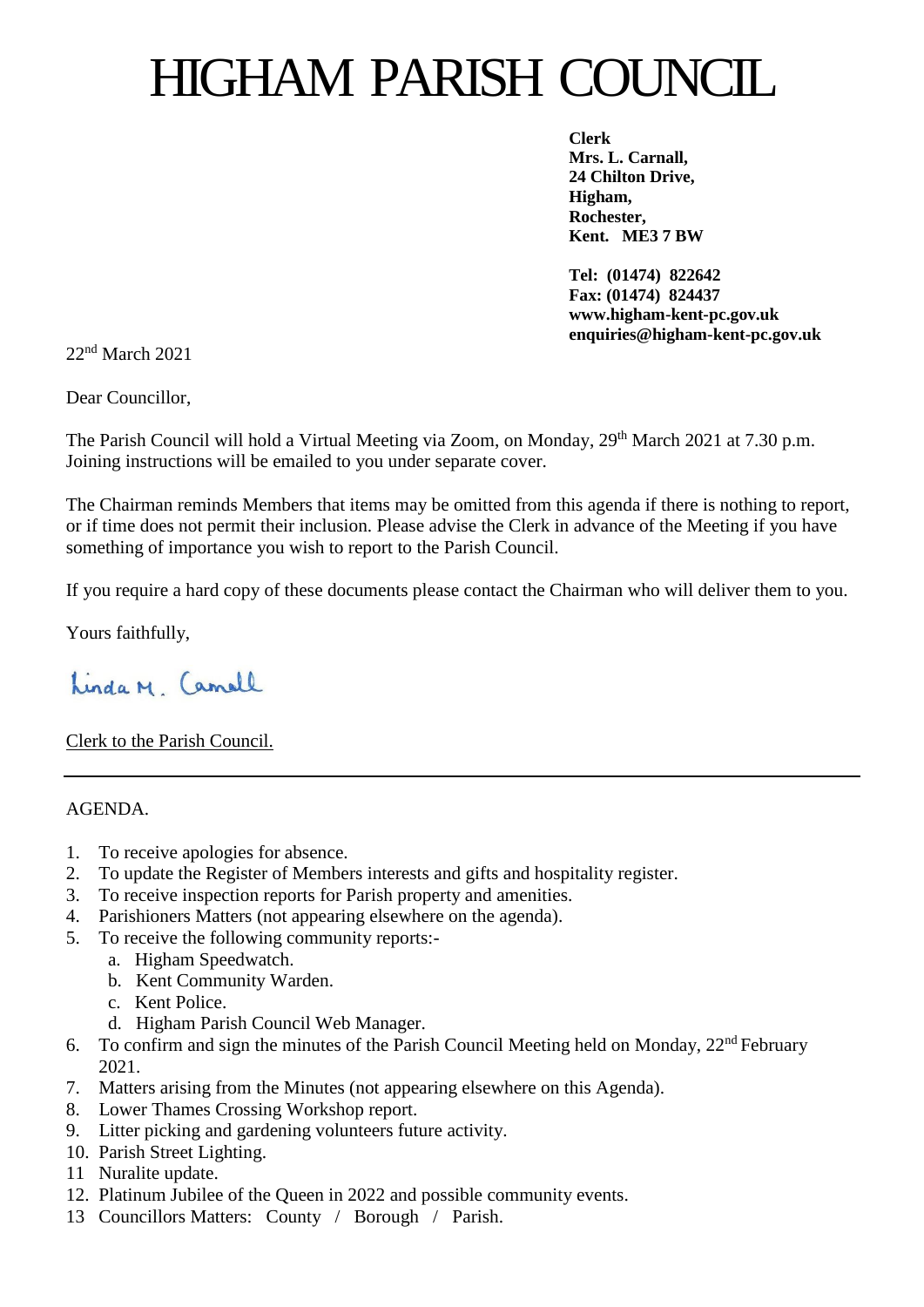# HIGHAM PARISH COUNCIL

**Clerk**
**Mrs. L. Carnall,**
**24 Chilton Drive,**
**Higham,**
**Rochester,**
**Kent. ME3 7 BW**

**Tel: (01474) 822642**
**Fax: (01474) 824437**
**www.higham-kent-pc.gov.uk**
**enquiries@higham-kent-pc.gov.uk**

22nd March 2021

Dear Councillor,

The Parish Council will hold a Virtual Meeting via Zoom, on Monday, 29th March 2021 at 7.30 p.m. Joining instructions will be emailed to you under separate cover.

The Chairman reminds Members that items may be omitted from this agenda if there is nothing to report, or if time does not permit their inclusion. Please advise the Clerk in advance of the Meeting if you have something of importance you wish to report to the Parish Council.

If you require a hard copy of these documents please contact the Chairman who will deliver them to you.

Yours faithfully,

Linda M. Carnall

Clerk to the Parish Council.

---

AGENDA.

1. To receive apologies for absence.
2. To update the Register of Members interests and gifts and hospitality register.
3. To receive inspection reports for Parish property and amenities.
4. Parishioners Matters (not appearing elsewhere on the agenda).
5. To receive the following community reports:-
   a. Higham Speedwatch.
   b. Kent Community Warden.
   c. Kent Police.
   d. Higham Parish Council Web Manager.
6. To confirm and sign the minutes of the Parish Council Meeting held on Monday, 22nd February 2021.
7. Matters arising from the Minutes (not appearing elsewhere on this Agenda).
8. Lower Thames Crossing Workshop report.
9. Litter picking and gardening volunteers future activity.
10. Parish Street Lighting.
11. Nuralite update.
12. Platinum Jubilee of the Queen in 2022 and possible community events.
13. Councillors Matters: County / Borough / Parish.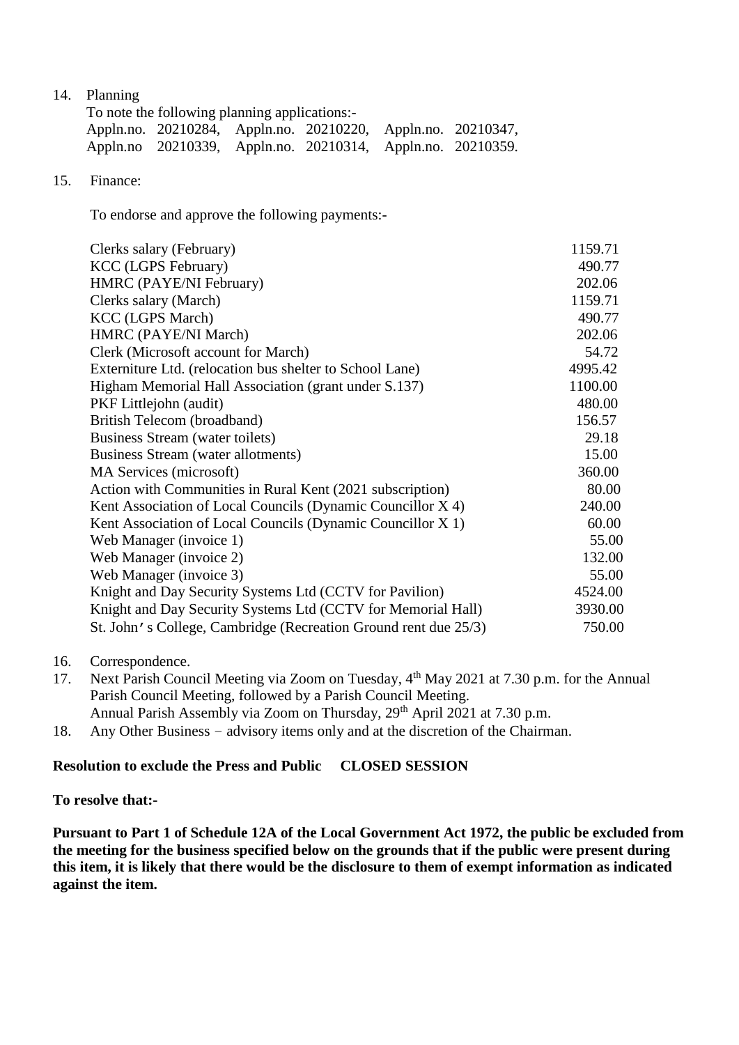14. Planning

    To note the following planning applications:-

    Appln.no. 20210284, Appln.no. 20210220, Appln.no. 20210347,
    Appln.no 20210339, Appln.no. 20210314, Appln.no. 20210359.

15. Finance:

    To endorse and approve the following payments:-

| | |
|---|---|
| Clerks salary (February) | 1159.71 |
| KCC (LGPS February) | 490.77 |
| HMRC (PAYE/NI February) | 202.06 |
| Clerks salary (March) | 1159.71 |
| KCC (LGPS March) | 490.77 |
| HMRC (PAYE/NI March) | 202.06 |
| Clerk (Microsoft account for March) | 54.72 |
| Externiture Ltd. (relocation bus shelter to School Lane) | 4995.42 |
| Higham Memorial Hall Association (grant under S.137) | 1100.00 |
| PKF Littlejohn (audit) | 480.00 |
| British Telecom (broadband) | 156.57 |
| Business Stream (water toilets) | 29.18 |
| Business Stream (water allotments) | 15.00 |
| MA Services (microsoft) | 360.00 |
| Action with Communities in Rural Kent (2021 subscription) | 80.00 |
| Kent Association of Local Councils (Dynamic Councillor X 4) | 240.00 |
| Kent Association of Local Councils (Dynamic Councillor X 1) | 60.00 |
| Web Manager (invoice 1) | 55.00 |
| Web Manager (invoice 2) | 132.00 |
| Web Manager (invoice 3) | 55.00 |
| Knight and Day Security Systems Ltd (CCTV for Pavilion) | 4524.00 |
| Knight and Day Security Systems Ltd (CCTV for Memorial Hall) | 3930.00 |
| St. John's College, Cambridge (Recreation Ground rent due 25/3) | 750.00 |

16. Correspondence.
17. Next Parish Council Meeting via Zoom on Tuesday, 4th May 2021 at 7.30 p.m. for the Annual Parish Council Meeting, followed by a Parish Council Meeting.
    Annual Parish Assembly via Zoom on Thursday, 29th April 2021 at 7.30 p.m.
18. Any Other Business – advisory items only and at the discretion of the Chairman.

**Resolution to exclude the Press and Public CLOSED SESSION**

**To resolve that:-**

**Pursuant to Part 1 of Schedule 12A of the Local Government Act 1972, the public be excluded from the meeting for the business specified below on the grounds that if the public were present during this item, it is likely that there would be the disclosure to them of exempt information as indicated against the item.**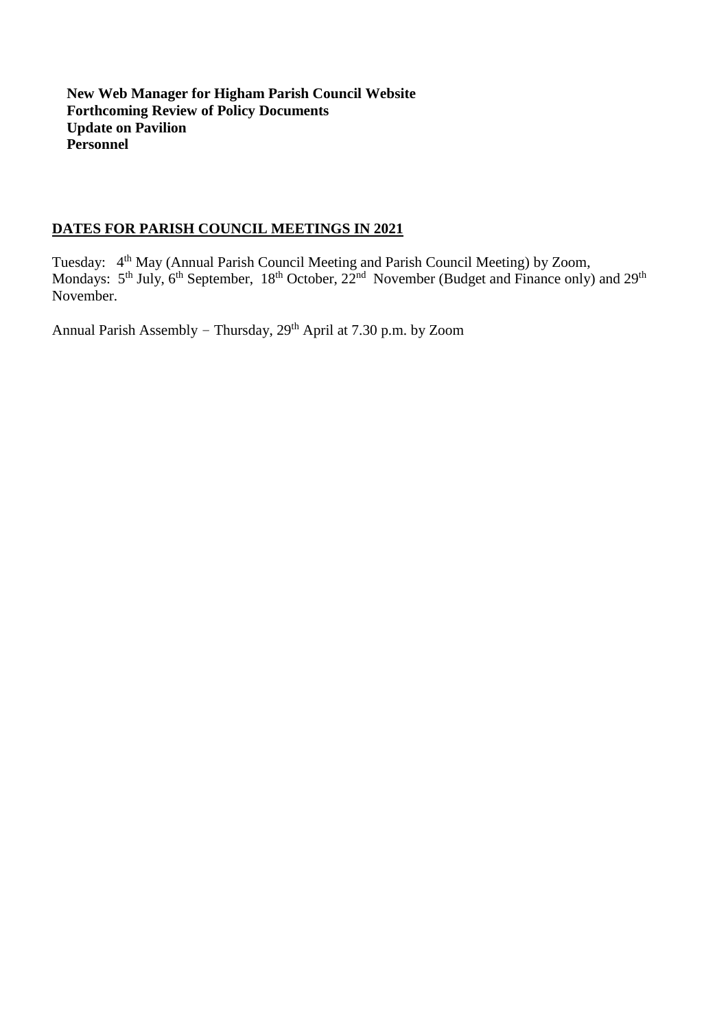**New Web Manager for Higham Parish Council Website**
**Forthcoming Review of Policy Documents**
**Update on Pavilion**
**Personnel**

## DATES FOR PARISH COUNCIL MEETINGS IN 2021

Tuesday: 4th May (Annual Parish Council Meeting and Parish Council Meeting) by Zoom,
Mondays: 5th July, 6th September, 18th October, 22nd November (Budget and Finance only) and 29th November.

Annual Parish Assembly – Thursday, 29th April at 7.30 p.m. by Zoom